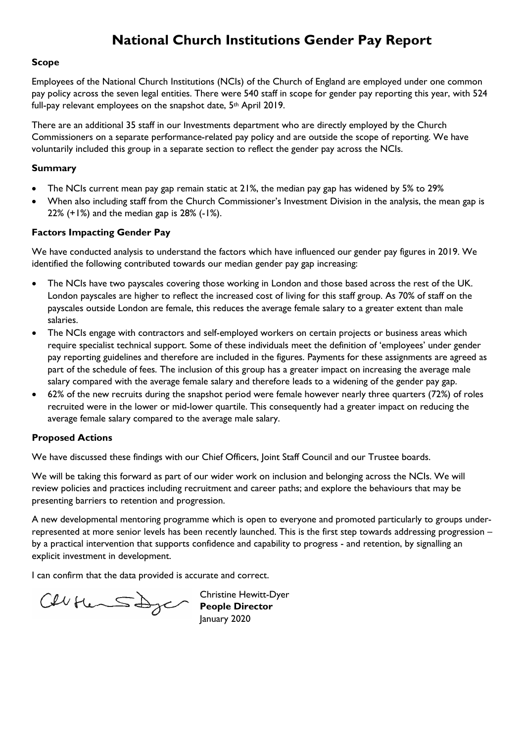# National Church Institutions Gender Pay Report

### Scope

Employees of the National Church Institutions (NCIs) of the Church of England are employed under one common pay policy across the seven legal entities. There were 540 staff in scope for gender pay reporting this year, with 524 full-pay relevant employees on the snapshot date, 5th April 2019.

There are an additional 35 staff in our Investments department who are directly employed by the Church Commissioners on a separate performance-related pay policy and are outside the scope of reporting. We have voluntarily included this group in a separate section to reflect the gender pay across the NCIs.

### Summary

- The NCIs current mean pay gap remain static at 21%, the median pay gap has widened by 5% to 29%
- When also including staff from the Church Commissioner's Investment Division in the analysis, the mean gap is 22% (+1%) and the median gap is 28% (-1%).

### Factors Impacting Gender Pay

We have conducted analysis to understand the factors which have influenced our gender pay figures in 2019. We identified the following contributed towards our median gender pay gap increasing:

- The NCIs have two payscales covering those working in London and those based across the rest of the UK. London payscales are higher to reflect the increased cost of living for this staff group. As 70% of staff on the payscales outside London are female, this reduces the average female salary to a greater extent than male salaries.
- The NCIs engage with contractors and self-employed workers on certain projects or business areas which require specialist technical support. Some of these individuals meet the definition of 'employees' under gender pay reporting guidelines and therefore are included in the figures. Payments for these assignments are agreed as part of the schedule of fees. The inclusion of this group has a greater impact on increasing the average male salary compared with the average female salary and therefore leads to a widening of the gender pay gap.
- 62% of the new recruits during the snapshot period were female however nearly three quarters (72%) of roles recruited were in the lower or mid-lower quartile. This consequently had a greater impact on reducing the average female salary compared to the average male salary.

### Proposed Actions

We have discussed these findings with our Chief Officers, Joint Staff Council and our Trustee boards.

We will be taking this forward as part of our wider work on inclusion and belonging across the NCIs. We will review policies and practices including recruitment and career paths; and explore the behaviours that may be presenting barriers to retention and progression.

A new developmental mentoring programme which is open to everyone and promoted particularly to groups under-represented at more senior levels has been recently launched. This is the first step towards addressing progression – by a practical intervention that supports confidence and capability to progress - and retention, by signalling an explicit investment in development.

I can confirm that the data provided is accurate and correct.

Christine Hewitt-Dyer
**People Director**
January 2020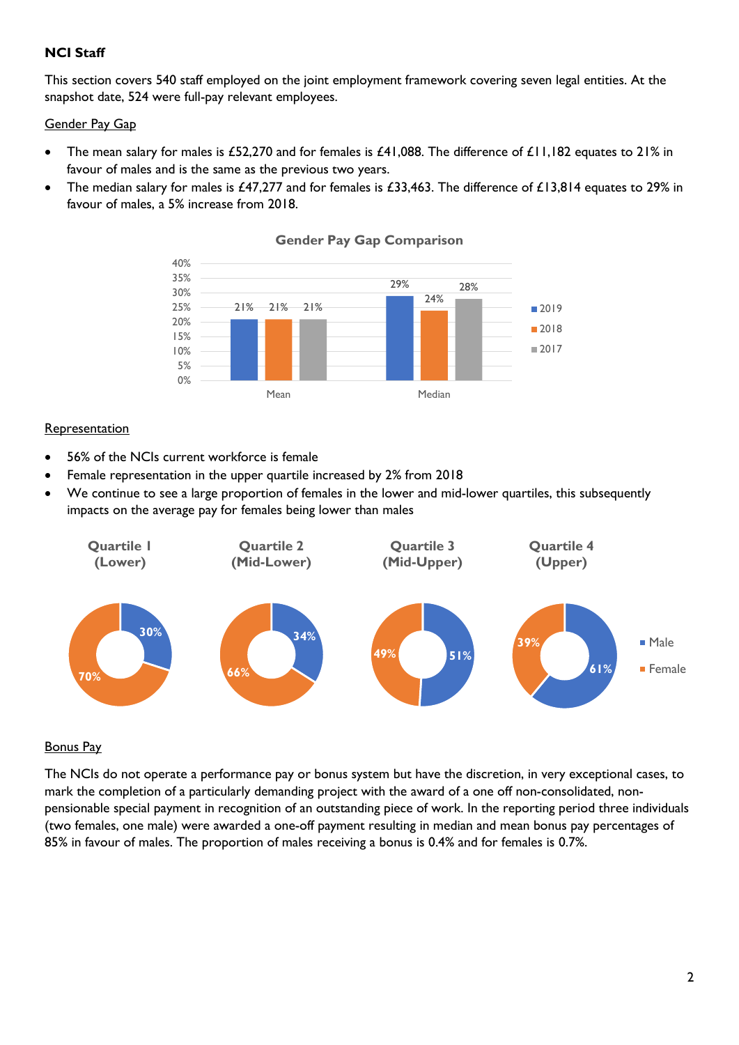**NCI Staff**

This section covers 540 staff employed on the joint employment framework covering seven legal entities. At the snapshot date, 524 were full-pay relevant employees.

Gender Pay Gap

- The mean salary for males is £52,270 and for females is £41,088. The difference of £11,182 equates to 21% in favour of males and is the same as the previous two years.
- The median salary for males is £47,277 and for females is £33,463. The difference of £13,814 equates to 29% in favour of males, a 5% increase from 2018.

**Gender Pay Gap Comparison**

| | 2019 | 2018 | 2017 |
|---|---|---|---|
| Mean | 21% | 21% | 21% |
| Median | 29% | 24% | 28% |

Representation

- 56% of the NCIs current workforce is female
- Female representation in the upper quartile increased by 2% from 2018
- We continue to see a large proportion of females in the lower and mid-lower quartiles, this subsequently impacts on the average pay for females being lower than males

| | Quartile 1 (Lower) | Quartile 2 (Mid-Lower) | Quartile 3 (Mid-Upper) | Quartile 4 (Upper) |
|---|---|---|---|---|
| Male | 30% | 34% | 51% | 61% |
| Female | 70% | 66% | 49% | 39% |

Bonus Pay

The NCIs do not operate a performance pay or bonus system but have the discretion, in very exceptional cases, to mark the completion of a particularly demanding project with the award of a one off non-consolidated, non-pensionable special payment in recognition of an outstanding piece of work. In the reporting period three individuals (two females, one male) were awarded a one-off payment resulting in median and mean bonus pay percentages of 85% in favour of males. The proportion of males receiving a bonus is 0.4% and for females is 0.7%.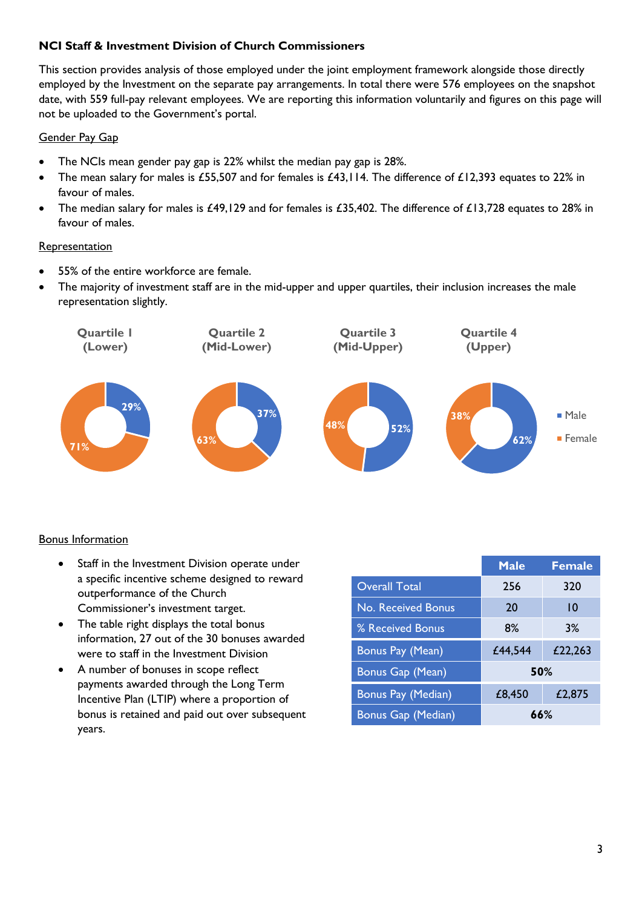**NCI Staff & Investment Division of Church Commissioners**

This section provides analysis of those employed under the joint employment framework alongside those directly employed by the Investment on the separate pay arrangements. In total there were 576 employees on the snapshot date, with 559 full-pay relevant employees. We are reporting this information voluntarily and figures on this page will not be uploaded to the Government's portal.

Gender Pay Gap

- The NCIs mean gender pay gap is 22% whilst the median pay gap is 28%.
- The mean salary for males is £55,507 and for females is £43,114. The difference of £12,393 equates to 22% in favour of males.
- The median salary for males is £49,129 and for females is £35,402. The difference of £13,728 equates to 28% in favour of males.

Representation

- 55% of the entire workforce are female.
- The majority of investment staff are in the mid-upper and upper quartiles, their inclusion increases the male representation slightly.

| | Quartile 1 (Lower) | Quartile 2 (Mid-Lower) | Quartile 3 (Mid-Upper) | Quartile 4 (Upper) |
|---|---|---|---|---|
| Male | 29% | 37% | 52% | 62% |
| Female | 71% | 63% | 48% | 38% |

Bonus Information

- Staff in the Investment Division operate under a specific incentive scheme designed to reward outperformance of the Church Commissioner's investment target.
- The table right displays the total bonus information, 27 out of the 30 bonuses awarded were to staff in the Investment Division
- A number of bonuses in scope reflect payments awarded through the Long Term Incentive Plan (LTIP) where a proportion of bonus is retained and paid out over subsequent years.

| | Male | Female |
|---|---|---|
| Overall Total | 256 | 320 |
| No. Received Bonus | 20 | 10 |
| % Received Bonus | 8% | 3% |
| Bonus Pay (Mean) | £44,544 | £22,263 |
| Bonus Gap (Mean) | **50%** | |
| Bonus Pay (Median) | £8,450 | £2,875 |
| Bonus Gap (Median) | **66%** | |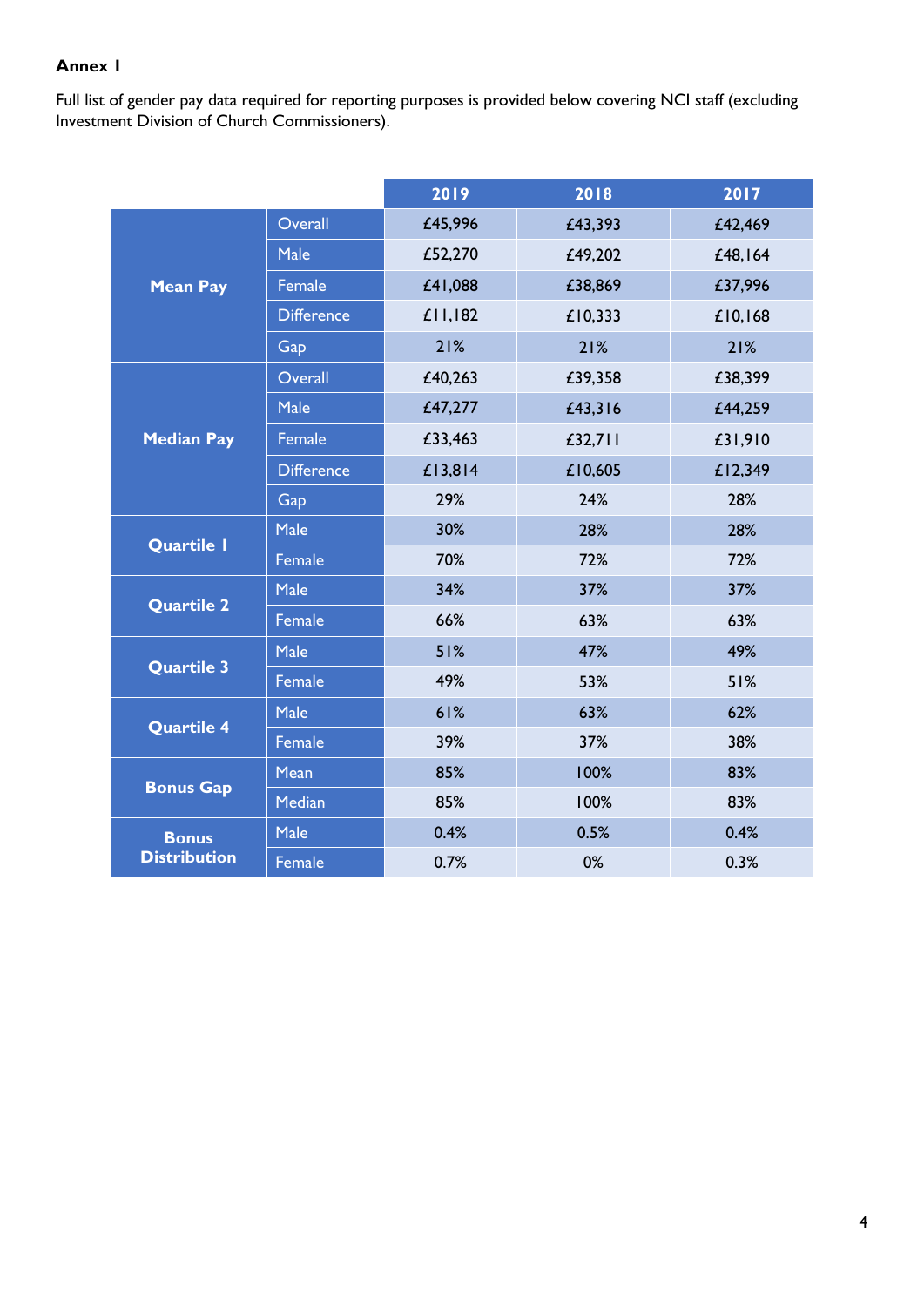**Annex I**

Full list of gender pay data required for reporting purposes is provided below covering NCI staff (excluding Investment Division of Church Commissioners).

| | | 2019 | 2018 | 2017 |
|---|---|---|---|---|
| **Mean Pay** | Overall | £45,996 | £43,393 | £42,469 |
| | Male | £52,270 | £49,202 | £48,164 |
| | Female | £41,088 | £38,869 | £37,996 |
| | Difference | £11,182 | £10,333 | £10,168 |
| | Gap | 21% | 21% | 21% |
| **Median Pay** | Overall | £40,263 | £39,358 | £38,399 |
| | Male | £47,277 | £43,316 | £44,259 |
| | Female | £33,463 | £32,711 | £31,910 |
| | Difference | £13,814 | £10,605 | £12,349 |
| | Gap | 29% | 24% | 28% |
| **Quartile 1** | Male | 30% | 28% | 28% |
| | Female | 70% | 72% | 72% |
| **Quartile 2** | Male | 34% | 37% | 37% |
| | Female | 66% | 63% | 63% |
| **Quartile 3** | Male | 51% | 47% | 49% |
| | Female | 49% | 53% | 51% |
| **Quartile 4** | Male | 61% | 63% | 62% |
| | Female | 39% | 37% | 38% |
| **Bonus Gap** | Mean | 85% | 100% | 83% |
| | Median | 85% | 100% | 83% |
| **Bonus Distribution** | Male | 0.4% | 0.5% | 0.4% |
| | Female | 0.7% | 0% | 0.3% |